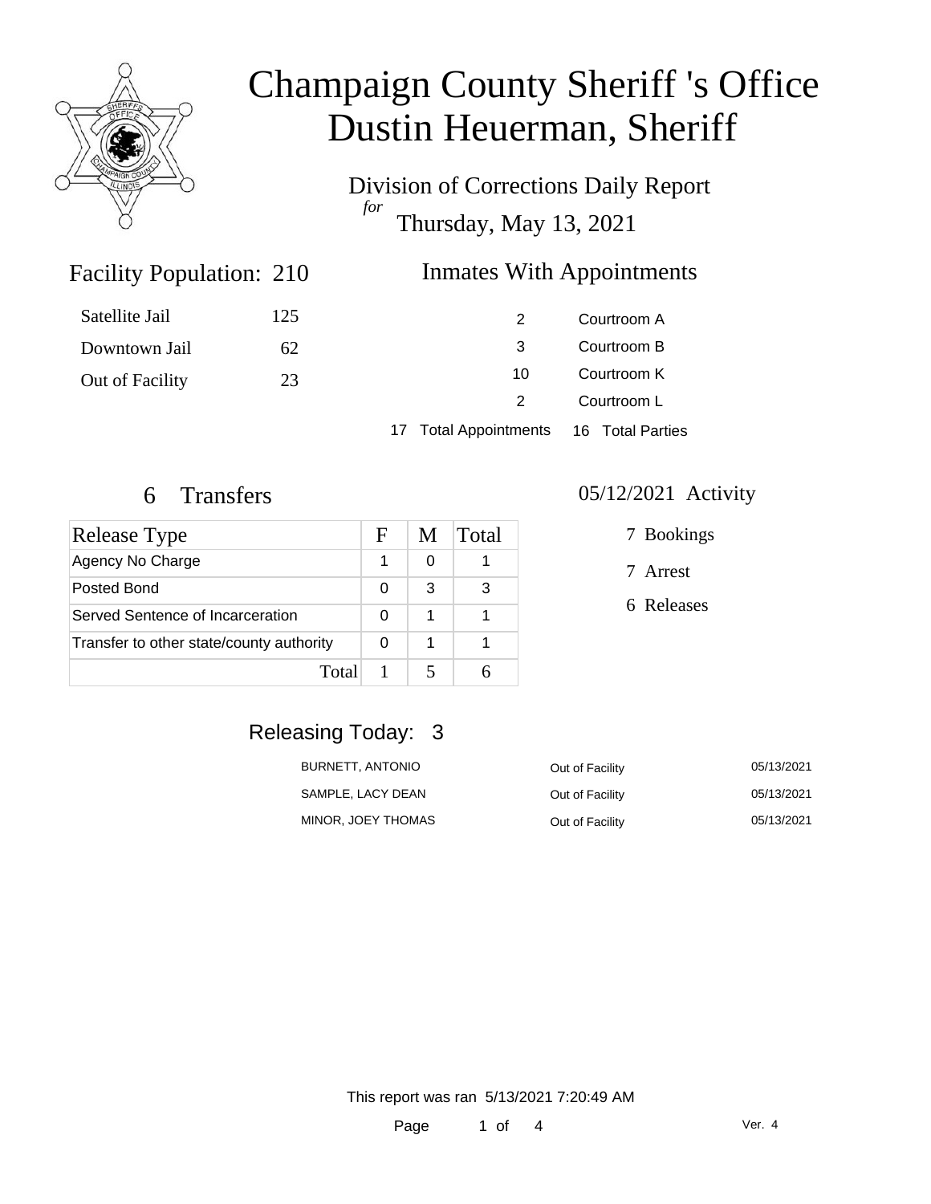# Champaign County Sheriff 's Office
# Dustin Heuerman, Sheriff

Division of Corrections Daily Report
*for*
Thursday, May 13, 2021

## Facility Population: 210

| | |
|---|---|
| Satellite Jail | 125 |
| Downtown Jail | 62 |
| Out of Facility | 23 |

## Inmates With Appointments

| | |
|---|---|
| 2 | Courtroom A |
| 3 | Courtroom B |
| 10 | Courtroom K |
| 2 | Courtroom L |
| 17 Total Appointments | 16 Total Parties |

## 6 Transfers

| Release Type | F | M | Total |
|---|---|---|---|
| Agency No Charge | 1 | 0 | 1 |
| Posted Bond | 0 | 3 | 3 |
| Served Sentence of Incarceration | 0 | 1 | 1 |
| Transfer to other state/county authority | 0 | 1 | 1 |
| Total | 1 | 5 | 6 |

## 05/12/2021 Activity

- 7 Bookings
- 7 Arrest
- 6 Releases

## Releasing Today: 3

| | | |
|---|---|---|
| BURNETT, ANTONIO | Out of Facility | 05/13/2021 |
| SAMPLE, LACY DEAN | Out of Facility | 05/13/2021 |
| MINOR, JOEY THOMAS | Out of Facility | 05/13/2021 |

This report was ran 5/13/2021 7:20:49 AM

Ver. 4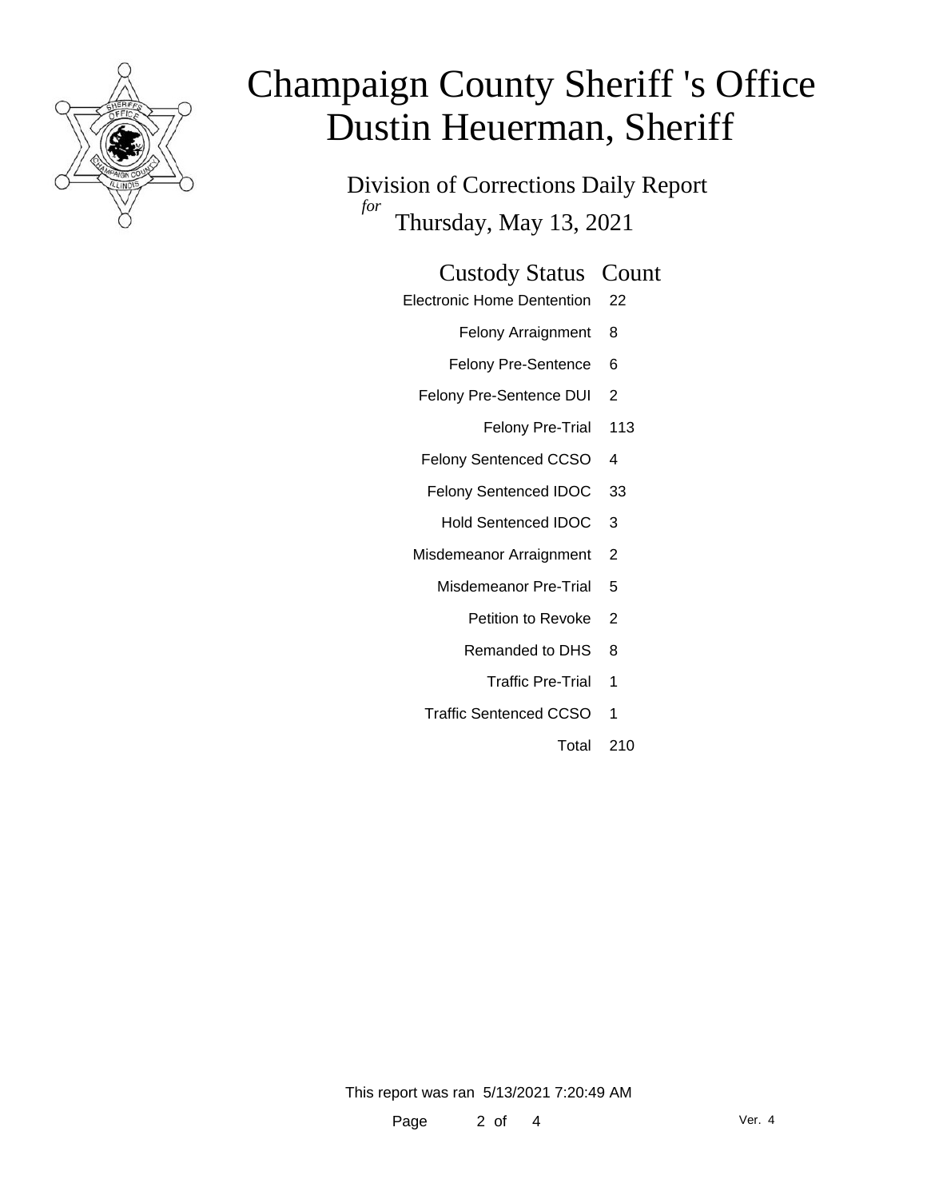# Champaign County Sheriff 's Office
# Dustin Heuerman, Sheriff

## Division of Corrections Daily Report

*for* Thursday, May 13, 2021

| Custody Status | Count |
|---|---|
| Electronic Home Dentention | 22 |
| Felony Arraignment | 8 |
| Felony Pre-Sentence | 6 |
| Felony Pre-Sentence DUI | 2 |
| Felony Pre-Trial | 113 |
| Felony Sentenced CCSO | 4 |
| Felony Sentenced IDOC | 33 |
| Hold Sentenced IDOC | 3 |
| Misdemeanor Arraignment | 2 |
| Misdemeanor Pre-Trial | 5 |
| Petition to Revoke | 2 |
| Remanded to DHS | 8 |
| Traffic Pre-Trial | 1 |
| Traffic Sentenced CCSO | 1 |
| Total | 210 |

This report was ran 5/13/2021 7:20:49 AM

Ver. 4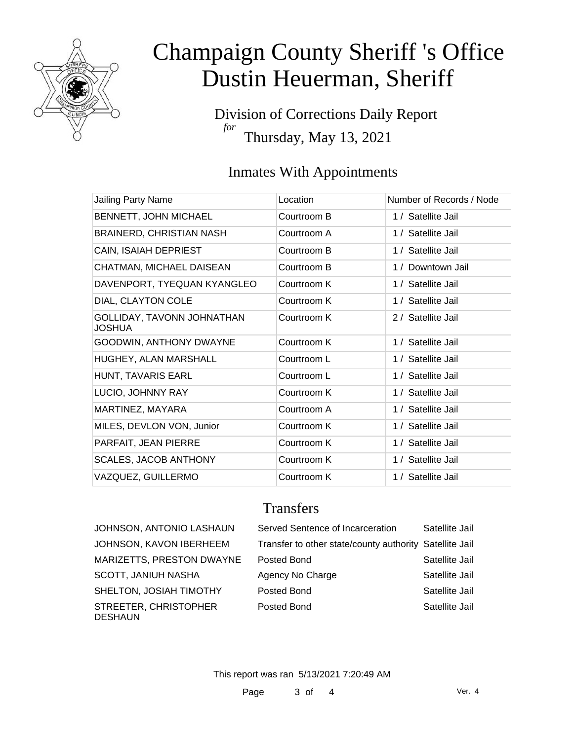# Champaign County Sheriff 's Office
# Dustin Heuerman, Sheriff

Division of Corrections Daily Report
*for*
Thursday, May 13, 2021

## Inmates With Appointments

| Jailing Party Name | Location | Number of Records / Node |
|---|---|---|
| BENNETT, JOHN MICHAEL | Courtroom B | 1 / Satellite Jail |
| BRAINERD, CHRISTIAN NASH | Courtroom A | 1 / Satellite Jail |
| CAIN, ISAIAH DEPRIEST | Courtroom B | 1 / Satellite Jail |
| CHATMAN, MICHAEL DAISEAN | Courtroom B | 1 / Downtown Jail |
| DAVENPORT, TYEQUAN KYANGLEO | Courtroom K | 1 / Satellite Jail |
| DIAL, CLAYTON COLE | Courtroom K | 1 / Satellite Jail |
| GOLLIDAY, TAVONN JOHNATHAN JOSHUA | Courtroom K | 2 / Satellite Jail |
| GOODWIN, ANTHONY DWAYNE | Courtroom K | 1 / Satellite Jail |
| HUGHEY, ALAN MARSHALL | Courtroom L | 1 / Satellite Jail |
| HUNT, TAVARIS EARL | Courtroom L | 1 / Satellite Jail |
| LUCIO, JOHNNY RAY | Courtroom K | 1 / Satellite Jail |
| MARTINEZ, MAYARA | Courtroom A | 1 / Satellite Jail |
| MILES, DEVLON VON, Junior | Courtroom K | 1 / Satellite Jail |
| PARFAIT, JEAN PIERRE | Courtroom K | 1 / Satellite Jail |
| SCALES, JACOB ANTHONY | Courtroom K | 1 / Satellite Jail |
| VAZQUEZ, GUILLERMO | Courtroom K | 1 / Satellite Jail |

## Transfers

| | | |
|---|---|---|
| JOHNSON, ANTONIO LASHAUN | Served Sentence of Incarceration | Satellite Jail |
| JOHNSON, KAVON IBERHEEM | Transfer to other state/county authority | Satellite Jail |
| MARIZETTS, PRESTON DWAYNE | Posted Bond | Satellite Jail |
| SCOTT, JANIUH NASHA | Agency No Charge | Satellite Jail |
| SHELTON, JOSIAH TIMOTHY | Posted Bond | Satellite Jail |
| STREETER, CHRISTOPHER DESHAUN | Posted Bond | Satellite Jail |

This report was ran 5/13/2021 7:20:49 AM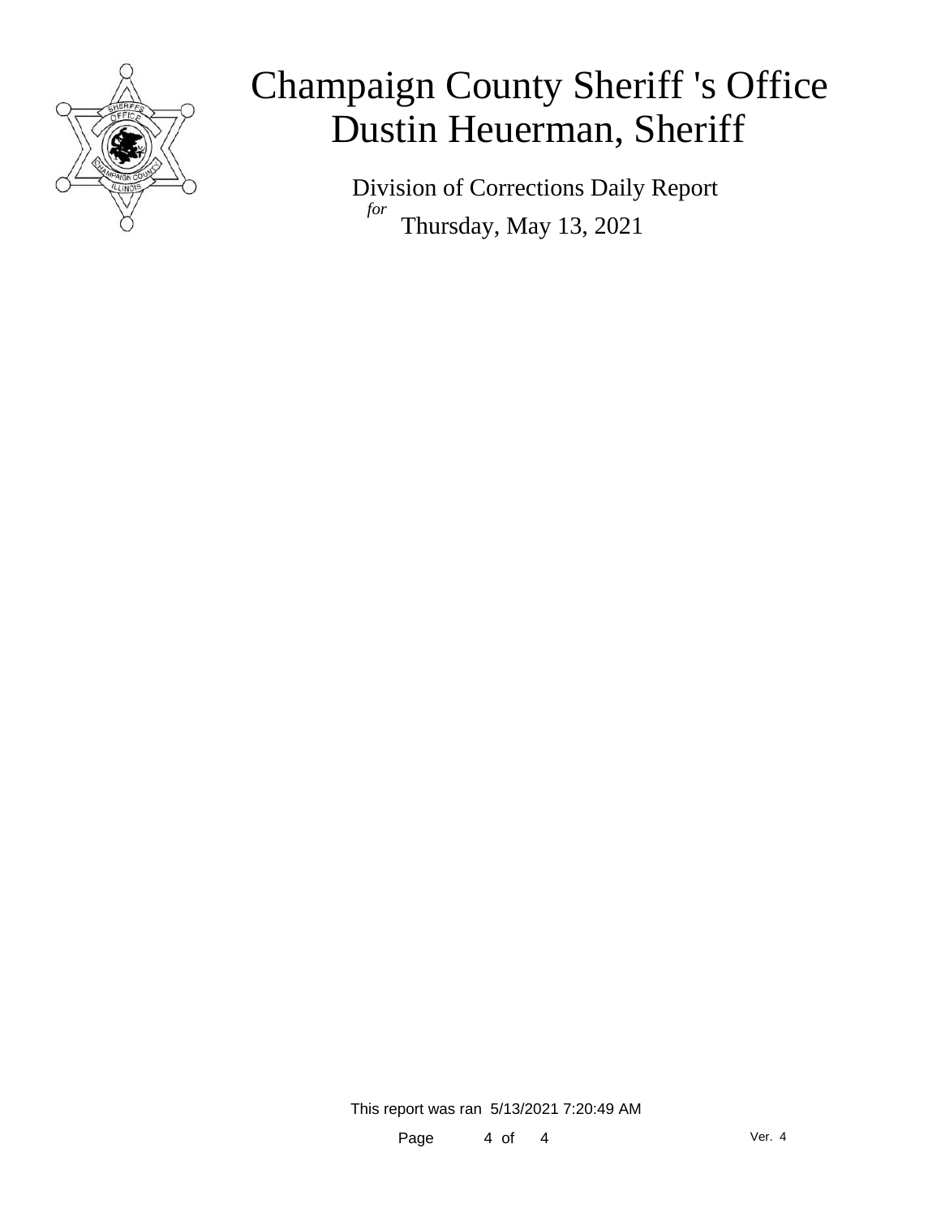# Champaign County Sheriff 's Office
# Dustin Heuerman, Sheriff

Division of Corrections Daily Report

*for* Thursday, May 13, 2021

This report was ran 5/13/2021 7:20:49 AM

Ver. 4